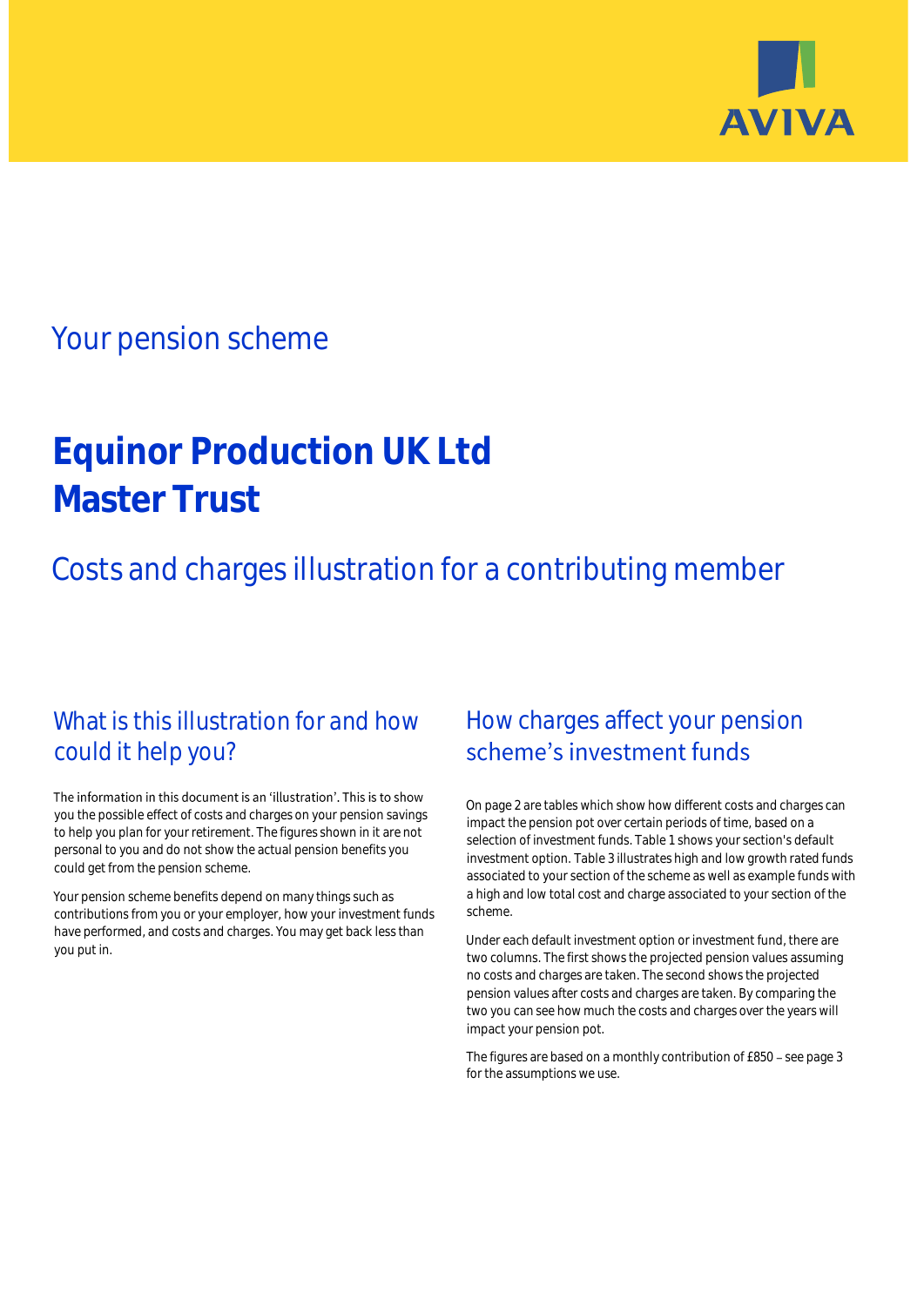AVIVA

## Your pension scheme

# Equinor Production UK Ltd Master Trust

## Costs and charges illustration for a contributing member

### What is this illustration for and how could it help you?

The information in this document is an 'illustration'. This is to show you the possible effect of costs and charges on your pension savings to help you plan for your retirement. The figures shown in it are not personal to you and do not show the actual pension benefits you could get from the pension scheme.

Your pension scheme benefits depend on many things such as contributions from you or your employer, how your investment funds have performed, and costs and charges. You may get back less than you put in.

### How charges affect your pension scheme's investment funds

On page 2 are tables which show how different costs and charges can impact the pension pot over certain periods of time, based on a selection of investment funds. Table 1 shows your section's default investment option. Table 3 illustrates high and low growth rated funds associated to your section of the scheme as well as example funds with a high and low total cost and charge associated to your section of the scheme.

Under each default investment option or investment fund, there are two columns. The first shows the projected pension values assuming no costs and charges are taken. The second shows the projected pension values after costs and charges are taken. By comparing the two you can see how much the costs and charges over the years will impact your pension pot.

The figures are based on a monthly contribution of £850 – see page 3 for the assumptions we use.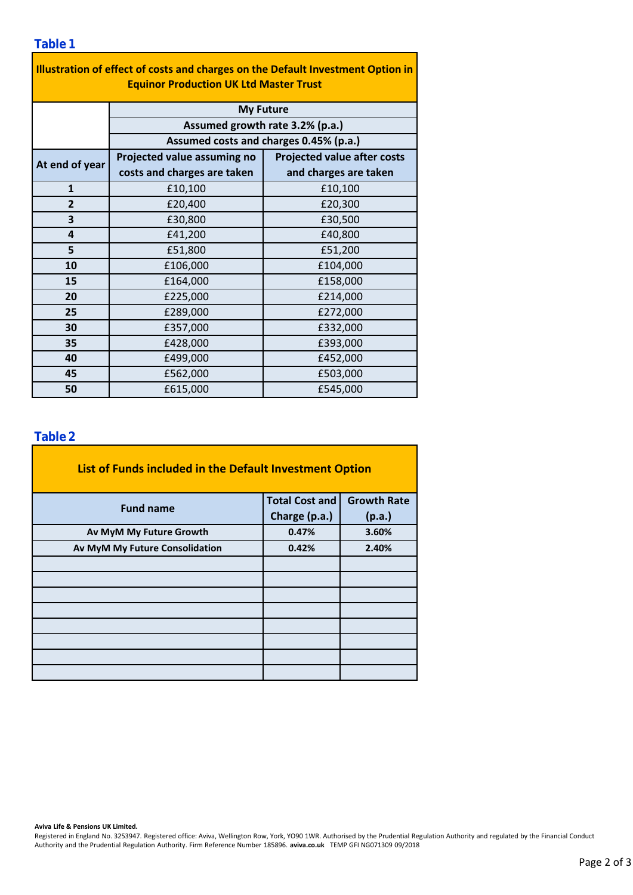## Table 1

| Illustration of effect of costs and charges on the Default Investment Option in Equinor Production UK Ltd Master Trust | | |
|---|---|---|
| | My Future | |
| | Assumed growth rate 3.2% (p.a.) | |
| | Assumed costs and charges 0.45% (p.a.) | |
| At end of year | Projected value assuming no costs and charges are taken | Projected value after costs and charges are taken |
| 1 | £10,100 | £10,100 |
| 2 | £20,400 | £20,300 |
| 3 | £30,800 | £30,500 |
| 4 | £41,200 | £40,800 |
| 5 | £51,800 | £51,200 |
| 10 | £106,000 | £104,000 |
| 15 | £164,000 | £158,000 |
| 20 | £225,000 | £214,000 |
| 25 | £289,000 | £272,000 |
| 30 | £357,000 | £332,000 |
| 35 | £428,000 | £393,000 |
| 40 | £499,000 | £452,000 |
| 45 | £562,000 | £503,000 |
| 50 | £615,000 | £545,000 |

## Table 2

| List of Funds included in the Default Investment Option | | |
|---|---|---|
| Fund name | Total Cost and Charge (p.a.) | Growth Rate (p.a.) |
| Av MyM My Future Growth | 0.47% | 3.60% |
| Av MyM My Future Consolidation | 0.42% | 2.40% |
| | | |
| | | |
| | | |
| | | |
| | | |
| | | |
| | | |
| | | |

**Aviva Life & Pensions UK Limited.**
Registered in England No. 3253947. Registered office: Aviva, Wellington Row, York, YO90 1WR. Authorised by the Prudential Regulation Authority and regulated by the Financial Conduct Authority and the Prudential Regulation Authority. Firm Reference Number 185896. **aviva.co.uk** TEMP GFI NG071309 09/2018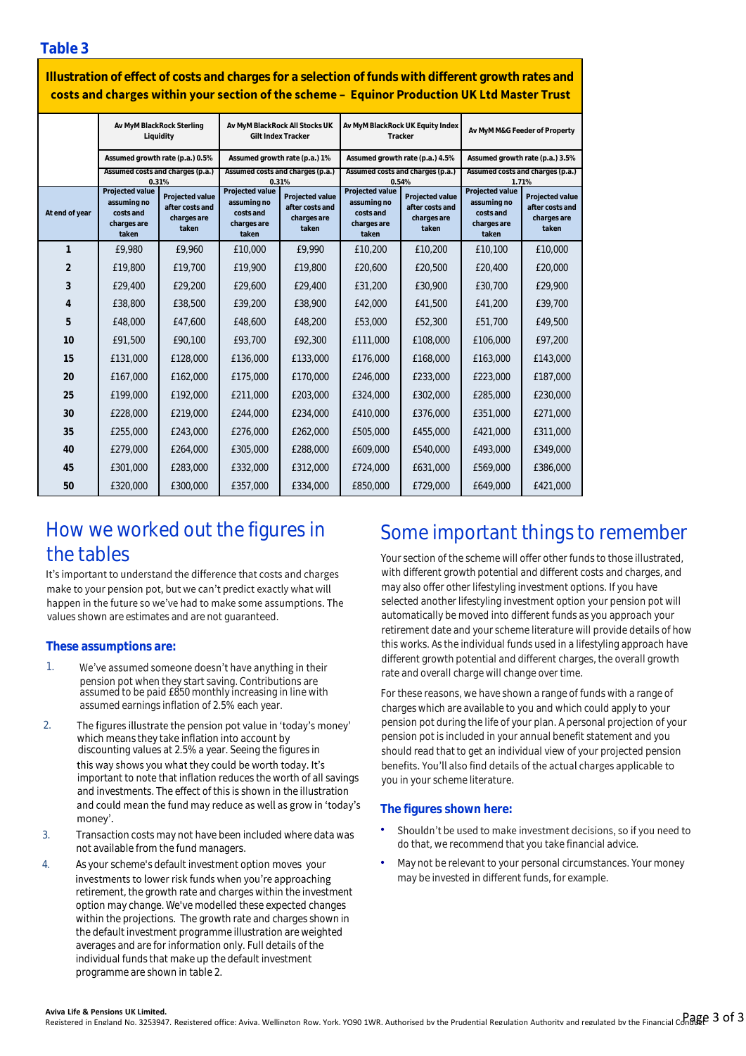## Table 3

| Illustration of effect of costs and charges for a selection of funds with different growth rates and costs and charges within your section of the scheme – Equinor Production UK Ltd Master Trust | | | | | | | | |
|---|---|---|---|---|---|---|---|---|
| | Av MyM BlackRock Sterling Liquidity | | Av MyM BlackRock All Stocks UK Gilt Index Tracker | | Av MyM BlackRock UK Equity Index Tracker | | Av MyM M&G Feeder of Property | |
| | Assumed growth rate (p.a.) 0.5% | | Assumed growth rate (p.a.) 1% | | Assumed growth rate (p.a.) 4.5% | | Assumed growth rate (p.a.) 3.5% | |
| | Assumed costs and charges (p.a.) 0.31% | | Assumed costs and charges (p.a.) 0.31% | | Assumed costs and charges (p.a.) 0.54% | | Assumed costs and charges (p.a.) 1.71% | |
| At end of year | Projected value assuming no costs and charges are taken | Projected value after costs and charges are taken | Projected value assuming no costs and charges are taken | Projected value after costs and charges are taken | Projected value assuming no costs and charges are taken | Projected value after costs and charges are taken | Projected value assuming no costs and charges are taken | Projected value after costs and charges are taken |
| 1 | £9,980 | £9,960 | £10,000 | £9,990 | £10,200 | £10,200 | £10,100 | £10,000 |
| 2 | £19,800 | £19,700 | £19,900 | £19,800 | £20,600 | £20,500 | £20,400 | £20,000 |
| 3 | £29,400 | £29,200 | £29,600 | £29,400 | £31,200 | £30,900 | £30,700 | £29,900 |
| 4 | £38,800 | £38,500 | £39,200 | £38,900 | £42,000 | £41,500 | £41,200 | £39,700 |
| 5 | £48,000 | £47,600 | £48,600 | £48,200 | £53,000 | £52,300 | £51,700 | £49,500 |
| 10 | £91,500 | £90,100 | £93,700 | £92,300 | £111,000 | £108,000 | £106,000 | £97,200 |
| 15 | £131,000 | £128,000 | £136,000 | £133,000 | £176,000 | £168,000 | £163,000 | £143,000 |
| 20 | £167,000 | £162,000 | £175,000 | £170,000 | £246,000 | £233,000 | £223,000 | £187,000 |
| 25 | £199,000 | £192,000 | £211,000 | £203,000 | £324,000 | £302,000 | £285,000 | £230,000 |
| 30 | £228,000 | £219,000 | £244,000 | £234,000 | £410,000 | £376,000 | £351,000 | £271,000 |
| 35 | £255,000 | £243,000 | £276,000 | £262,000 | £505,000 | £455,000 | £421,000 | £311,000 |
| 40 | £279,000 | £264,000 | £305,000 | £288,000 | £609,000 | £540,000 | £493,000 | £349,000 |
| 45 | £301,000 | £283,000 | £332,000 | £312,000 | £724,000 | £631,000 | £569,000 | £386,000 |
| 50 | £320,000 | £300,000 | £357,000 | £334,000 | £850,000 | £729,000 | £649,000 | £421,000 |

# How we worked out the figures in the tables

It's important to understand the difference that costs and charges make to your pension pot, but we can't predict exactly what will happen in the future so we've had to make some assumptions. The values shown are estimates and are not guaranteed.

### These assumptions are:

1. We've assumed someone doesn't have anything in their pension pot when they start saving. Contributions are assumed to be paid £850 monthly increasing in line with assumed earnings inflation of 2.5% each year.
2. The figures illustrate the pension pot value in 'today's money' which means they take inflation into account by discounting values at 2.5% a year. Seeing the figures in this way shows you what they could be worth today. It's important to note that inflation reduces the worth of all savings and investments. The effect of this is shown in the illustration and could mean the fund may reduce as well as grow in 'today's money'.
3. Transaction costs may not have been included where data was not available from the fund managers.
4. As your scheme's default investment option moves your investments to lower risk funds when you're approaching retirement, the growth rate and charges within the investment option may change. We've modelled these expected changes within the projections. The growth rate and charges shown in the default investment programme illustration are weighted averages and are for information only. Full details of the individual funds that make up the default investment programme are shown in table 2.

# Some important things to remember

Your section of the scheme will offer other funds to those illustrated, with different growth potential and different costs and charges, and may also offer other lifestyling investment options. If you have selected another lifestyling investment option your pension pot will automatically be moved into different funds as you approach your retirement date and your scheme literature will provide details of how this works. As the individual funds used in a lifestyling approach have different growth potential and different charges, the overall growth rate and overall charge will change over time.

For these reasons, we have shown a range of funds with a range of charges which are available to you and which could apply to your pension pot during the life of your plan. A personal projection of your pension pot is included in your annual benefit statement and you should read that to get an individual view of your projected pension benefits. You'll also find details of the actual charges applicable to you in your scheme literature.

### The figures shown here:

- Shouldn't be used to make investment decisions, so if you need to do that, we recommend that you take financial advice.
- May not be relevant to your personal circumstances. Your money may be invested in different funds, for example.

**Aviva Life & Pensions UK Limited.**
Registered in England No. 3253947. Registered office: Aviva, Wellington Row, York, YO90 1WR. Authorised by the Prudential Regulation Authority and regulated by the Financial Conduct